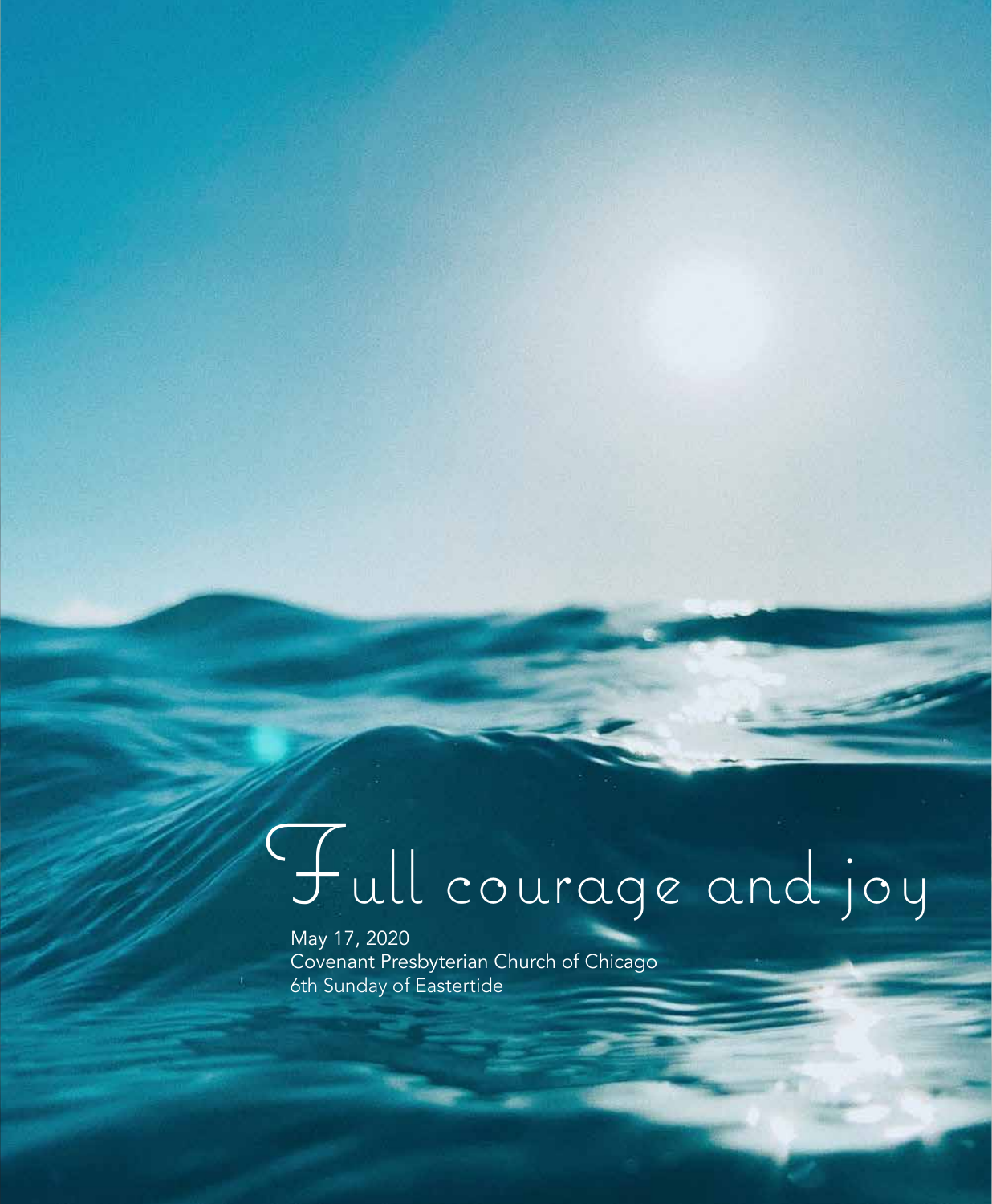# Full courage and joy

May 17, 2020
Covenant Presbyterian Church of Chicago
6th Sunday of Eastertide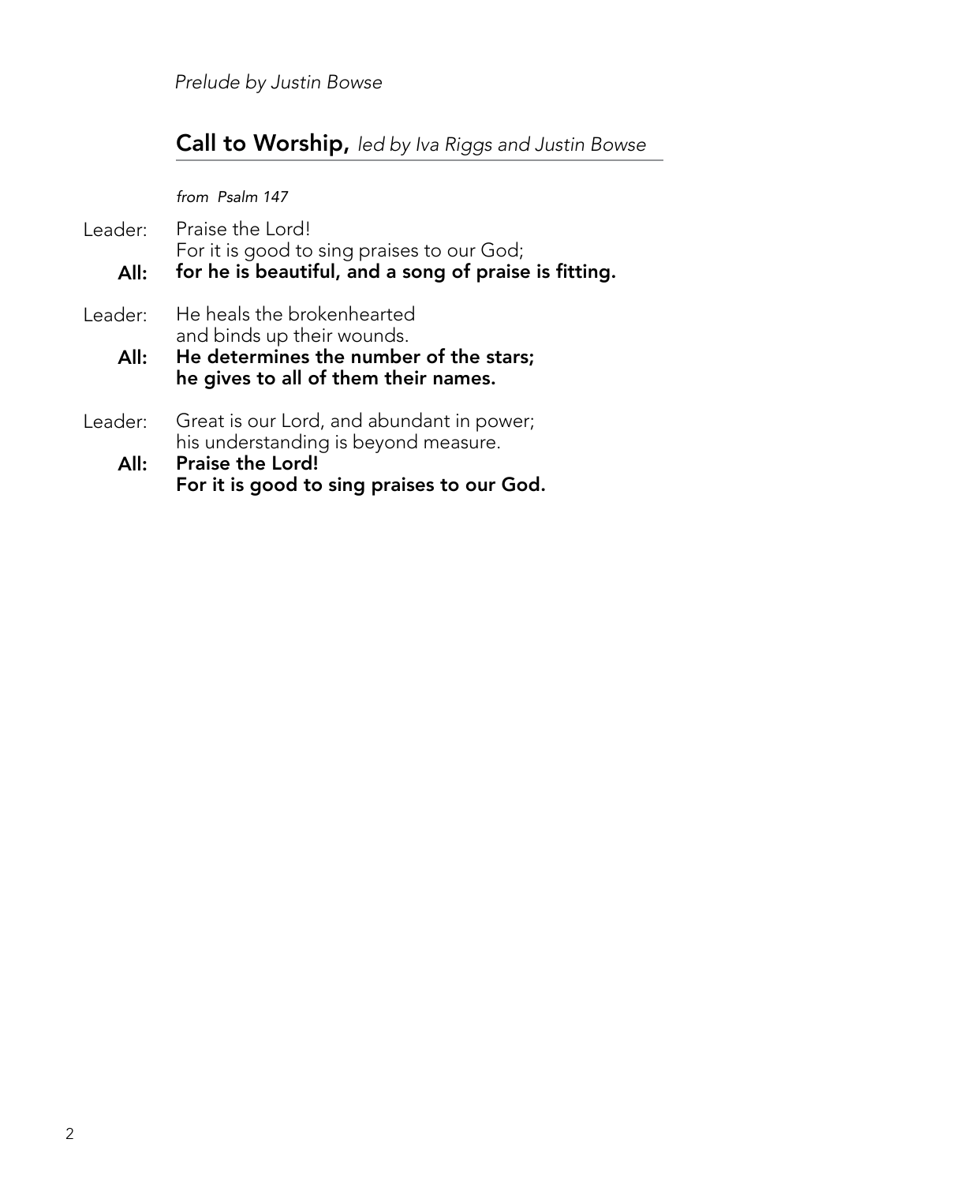*Prelude by Justin Bowse*

## Call to Worship, *led by Iva Riggs and Justin Bowse*

*from Psalm 147*

Leader: Praise the Lord!
For it is good to sing praises to our God;

**All: for he is beautiful, and a song of praise is fitting.**

Leader: He heals the brokenhearted
and binds up their wounds.

**All: He determines the number of the stars;
he gives to all of them their names.**

Leader: Great is our Lord, and abundant in power;
his understanding is beyond measure.

**All: Praise the Lord!
For it is good to sing praises to our God.**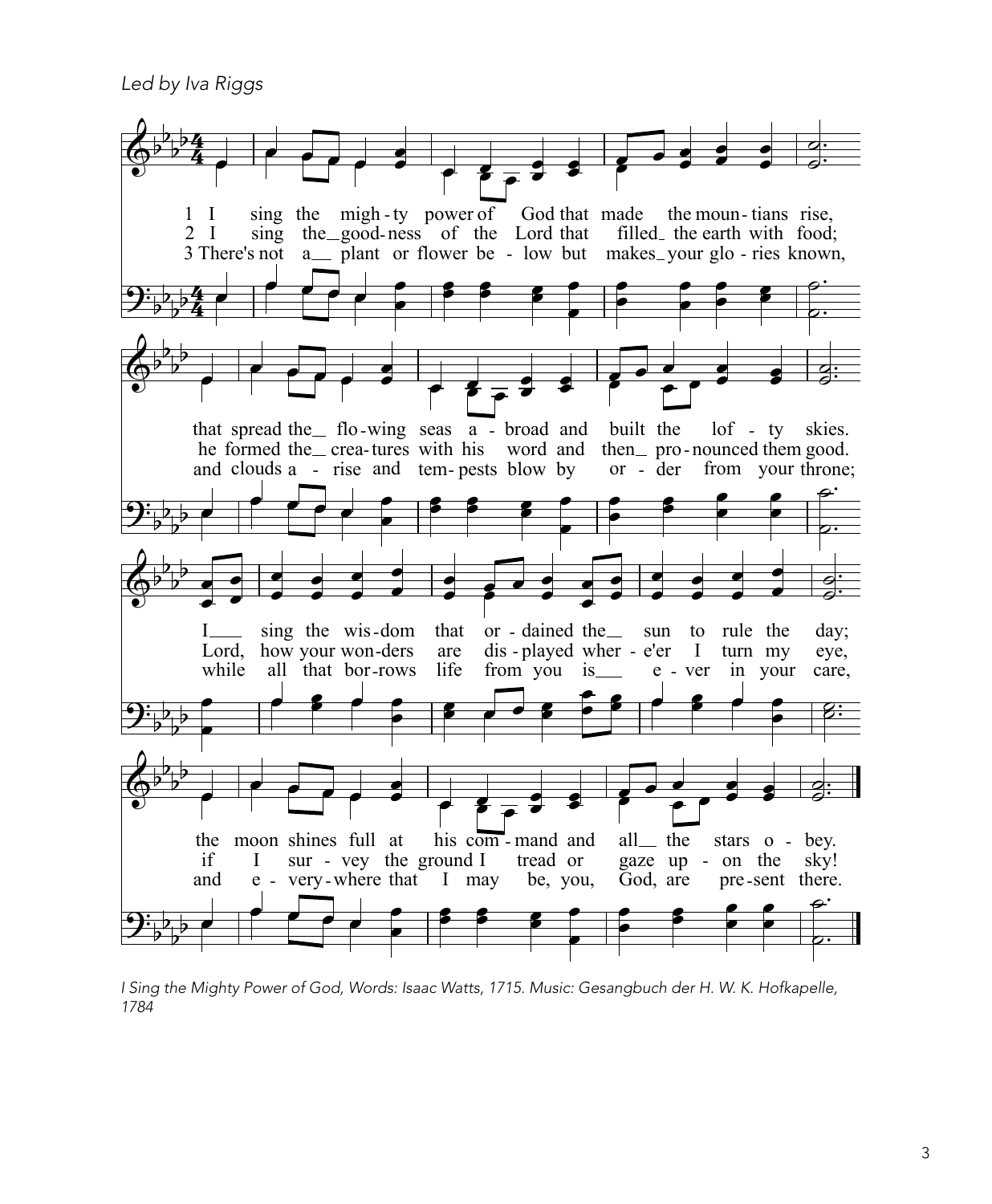*Led by Iva Riggs*

1 I sing the mighty power of God that made the mountians rise,
that spread the flowing seas abroad and built the lofty skies.
I sing the wisdom that ordained the sun to rule the day;
the moon shines full at his command and all the stars obey.

2 I sing the goodness of the Lord that filled the earth with food;
he formed the creatures with his word and then pronounced them good.
Lord, how your wonders are displayed where'er I turn my eye,
if I survey the ground I tread or gaze upon the sky!

3 There's not a plant or flower below but makes your glories known,
and clouds arise and tempests blow by order from your throne;
while all that borrows life from you is ever in your care,
and everywhere that I may be, you, God, are present there.

*I Sing the Mighty Power of God, Words: Isaac Watts, 1715. Music: Gesangbuch der H. W. K. Hofkapelle, 1784*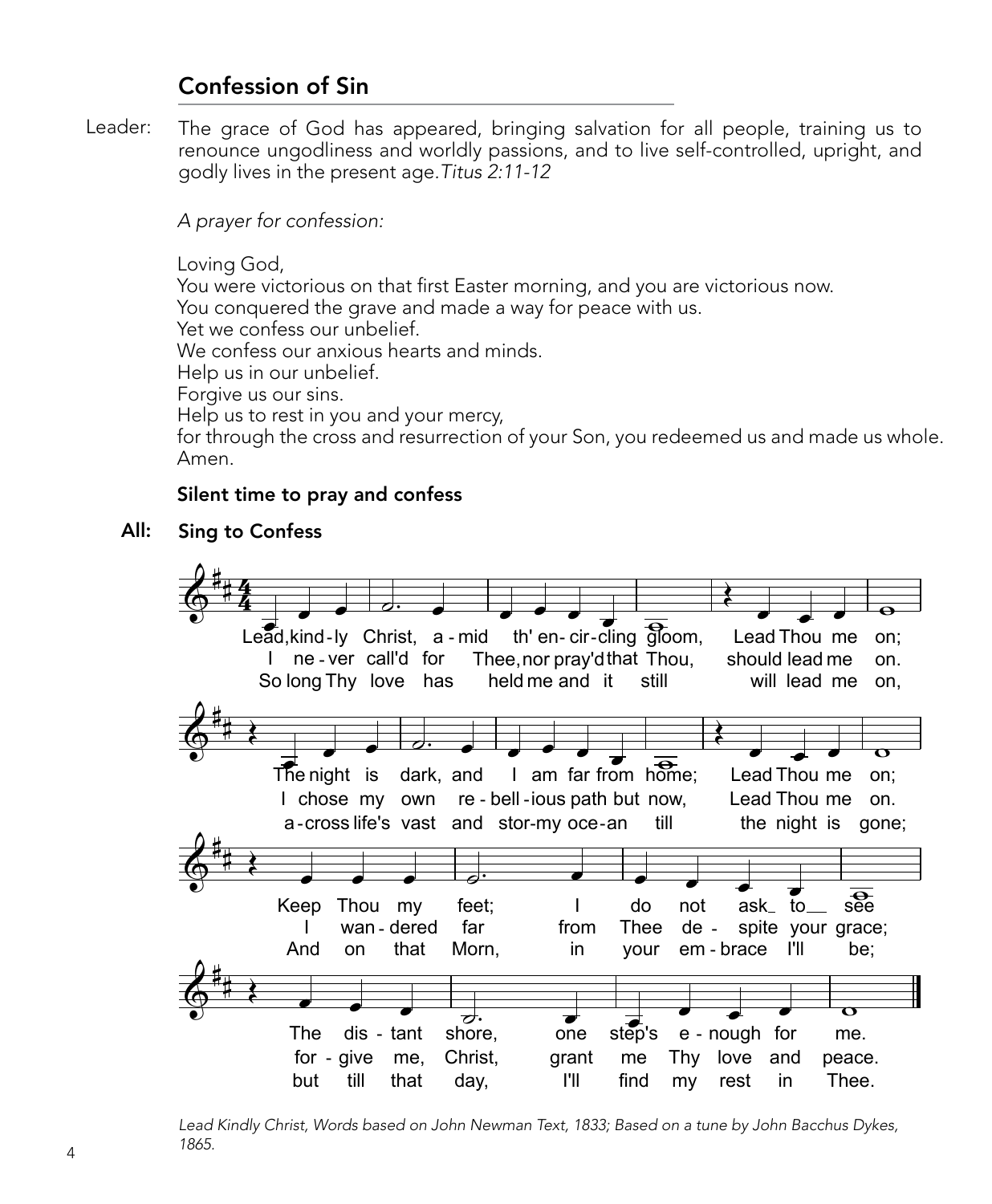## Confession of Sin

Leader: The grace of God has appeared, bringing salvation for all people, training us to renounce ungodliness and worldly passions, and to live self-controlled, upright, and godly lives in the present age. *Titus 2:11-12*

*A prayer for confession:*

Loving God,
You were victorious on that first Easter morning, and you are victorious now.
You conquered the grave and made a way for peace with us.
Yet we confess our unbelief.
We confess our anxious hearts and minds.
Help us in our unbelief.
Forgive us our sins.
Help us to rest in you and your mercy,
for through the cross and resurrection of your Son, you redeemed us and made us whole.
Amen.

**Silent time to pray and confess**

**All: Sing to Confess**

Lead, kindly Christ, amid th' encircling gloom, Lead Thou me on;
The night is dark, and I am far from home; Lead Thou me on;
Keep Thou my feet; I do not ask to see
The distant shore, one step's enough for me.

I never call'd for Thee, nor pray'd that Thou, should lead me on.
I chose my own rebellious path but now, Lead Thou me on.
I wandered far from Thee despite your grace;
forgive me, Christ, grant me Thy love and peace.

So long Thy love has held me and it still will lead me on,
across life's vast and stormy ocean till the night is gone;
And on that Morn, in your embrace I'll be;
but till that day, I'll find my rest in Thee.

*Lead Kindly Christ, Words based on John Newman Text, 1833; Based on a tune by John Bacchus Dykes, 1865.*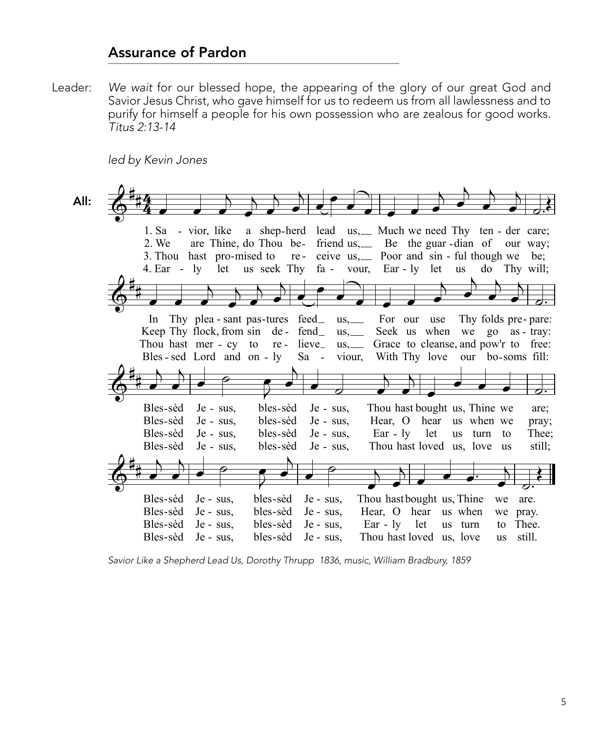## Assurance of Pardon

Leader: *We wait* for our blessed hope, the appearing of the glory of our great God and Savior Jesus Christ, who gave himself for us to redeem us from all lawlessness and to purify for himself a people for his own possession who are zealous for good works. *Titus 2:13-14*

*led by Kevin Jones*

**All:**

1. Savior, like a shepherd lead us, Much we need Thy tender care;
In Thy pleasant pastures feed us, For our use Thy folds prepare:
Blessèd Jesus, blessèd Jesus, Thou hast bought us, Thine we are;
Blessèd Jesus, blessèd Jesus, Thou hast bought us, Thine we are.

2. We are Thine, do Thou befriend us, Be the guardian of our way;
Keep Thy flock, from sin defend us, Seek us when we go astray:
Blessèd Jesus, blessèd Jesus, Hear, O hear us when we pray;
Blessèd Jesus, blessèd Jesus, Hear, O hear us when we pray.

3. Thou hast promised to receive us, Poor and sinful though we be;
Thou hast mercy to relieve us, Grace to cleanse, and pow'r to free:
Blessèd Jesus, blessèd Jesus, Early let us turn to Thee;
Blessèd Jesus, blessèd Jesus, Early let us turn to Thee.

4. Early let us seek Thy favour, Early let us do Thy will;
Blessed Lord and only Saviour, With Thy love our bosoms fill:
Blessèd Jesus, blessèd Jesus, Thou hast loved us, love us still;
Blessèd Jesus, blessèd Jesus, Thou hast loved us, love us still.

*Savior Like a Shepherd Lead Us, Dorothy Thrupp 1836, music, William Bradbury, 1859*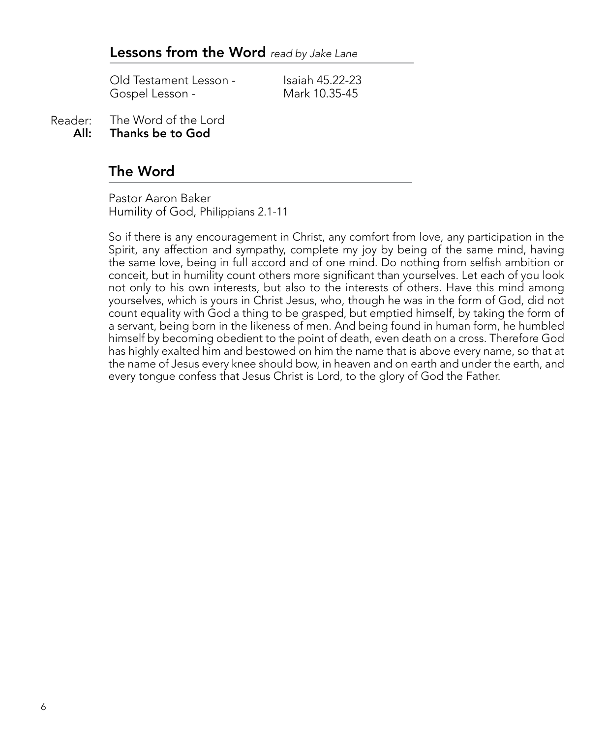## Lessons from the Word *read by Jake Lane*

| | |
|---|---|
| Old Testament Lesson - | Isaiah 45.22-23 |
| Gospel Lesson - | Mark 10.35-45 |

Reader: The Word of the Lord
**All: Thanks be to God**

## The Word

Pastor Aaron Baker
Humility of God, Philippians 2.1-11

So if there is any encouragement in Christ, any comfort from love, any participation in the Spirit, any affection and sympathy, complete my joy by being of the same mind, having the same love, being in full accord and of one mind. Do nothing from selfish ambition or conceit, but in humility count others more significant than yourselves. Let each of you look not only to his own interests, but also to the interests of others. Have this mind among yourselves, which is yours in Christ Jesus, who, though he was in the form of God, did not count equality with God a thing to be grasped, but emptied himself, by taking the form of a servant, being born in the likeness of men. And being found in human form, he humbled himself by becoming obedient to the point of death, even death on a cross. Therefore God has highly exalted him and bestowed on him the name that is above every name, so that at the name of Jesus every knee should bow, in heaven and on earth and under the earth, and every tongue confess that Jesus Christ is Lord, to the glory of God the Father.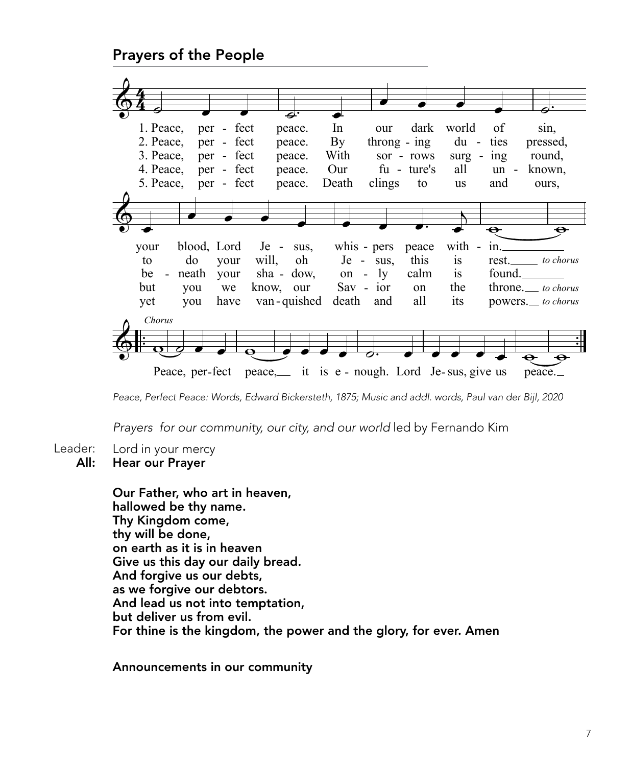## Prayers of the People

1. Peace, perfect peace. In our dark world of sin, your blood, Lord Jesus, whispers peace within.
2. Peace, perfect peace. By thronging duties pressed, to do your will, oh Jesus, this is rest. *to chorus*
3. Peace, perfect peace. With sorrows surging round, beneath your shadow, only calm is found.
4. Peace, perfect peace. Our future's all unknown, but you we know, our Savior on the throne. *to chorus*
5. Peace, perfect peace. Death clings to us and ours, yet you have vanquished death and all its powers. *to chorus*

*Chorus*
Peace, perfect peace, it is enough. Lord Jesus, give us peace.

*Peace, Perfect Peace: Words, Edward Bickersteth, 1875; Music and addl. words, Paul van der Bijl, 2020*

*Prayers for our community, our city, and our world* led by Fernando Kim

Leader: Lord in your mercy
**All: Hear our Prayer**

**Our Father, who art in heaven,**
**hallowed be thy name.**
**Thy Kingdom come,**
**thy will be done,**
**on earth as it is in heaven**
**Give us this day our daily bread.**
**And forgive us our debts,**
**as we forgive our debtors.**
**And lead us not into temptation,**
**but deliver us from evil.**
**For thine is the kingdom, the power and the glory, for ever. Amen**

**Announcements in our community**